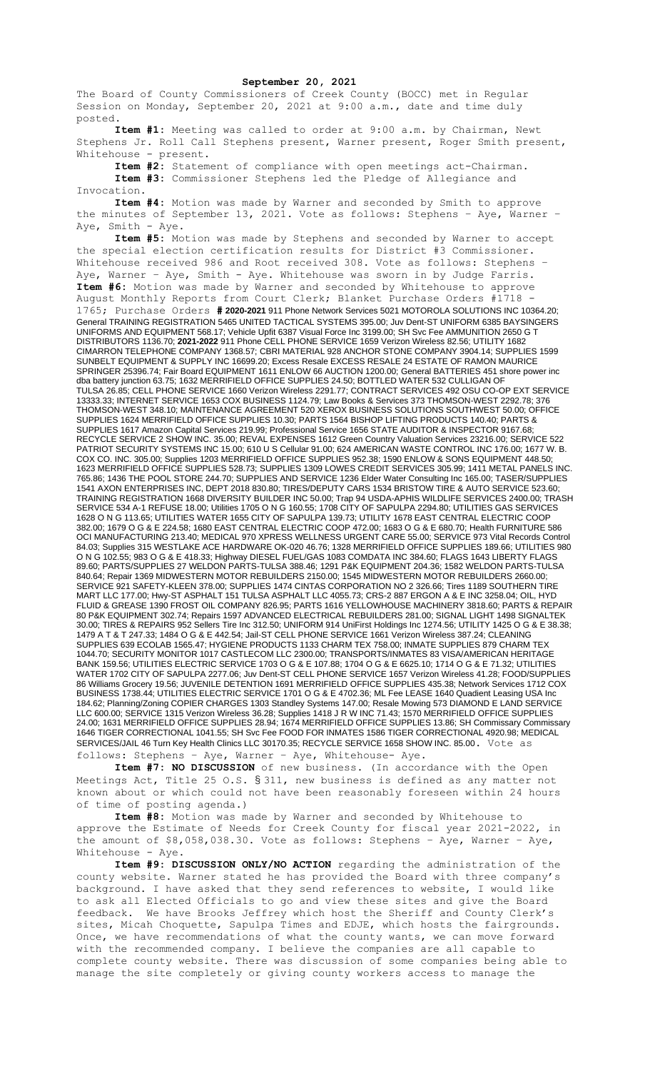**September 20, 2021**

The Board of County Commissioners of Creek County (BOCC) met in Regular Session on Monday, September 20, 2021 at 9:00 a.m., date and time duly posted.

**Item #1:** Meeting was called to order at 9:00 a.m. by Chairman, Newt Stephens Jr. Roll Call Stephens present, Warner present, Roger Smith present, Whitehouse - present.

**Item #2:** Statement of compliance with open meetings act-Chairman.

**Item #3:** Commissioner Stephens led the Pledge of Allegiance and Invocation.

**Item #4:** Motion was made by Warner and seconded by Smith to approve the minutes of September 13, 2021. Vote as follows: Stephens – Aye, Warner – Aye, Smith - Aye.

**Item #5:** Motion was made by Stephens and seconded by Warner to accept the special election certification results for District #3 Commissioner. Whitehouse received 986 and Root received 308. Vote as follows: Stephens – Aye, Warner – Aye, Smith - Aye. Whitehouse was sworn in by Judge Farris.

**Item #6:** Motion was made by Warner and seconded by Whitehouse to approve August Monthly Reports from Court Clerk; Blanket Purchase Orders #1718 - 1765; Purchase Orders **# 2020-2021** 911 Phone Network Services 5021 MOTOROLA SOLUTIONS INC 10364.20; General TRAINING REGISTRATION 5465 UNITED TACTICAL SYSTEMS 395.00; Juv Dent-ST UNIFORM 6385 BAYSINGERS UNIFORMS AND EQUIPMENT 568.17; Vehicle Upfit 6387 Visual Force Inc 3199.00; SH Svc Fee AMMUNITION 2650 G T DISTRIBUTORS 1136.70; **2021-2022** 911 Phone CELL PHONE SERVICE 1659 Verizon Wireless 82.56; UTILITY 1682 CIMARRON TELEPHONE COMPANY 1368.57; CBRI MATERIAL 928 ANCHOR STONE COMPANY 3904.14; SUPPLIES 1599 SUNBELT EQUIPMENT & SUPPLY INC 16699.20; Excess Resale EXCESS RESALE 24 ESTATE OF RAMON MAURICE SPRINGER 25396.74; Fair Board EQUIPMENT 1611 ENLOW 66 AUCTION 1200.00; General BATTERIES 451 shore power inc dba battery junction 63.75; 1632 MERRIFIELD OFFICE SUPPLIES 24.50; BOTTLED WATER 532 CULLIGAN OF TULSA 26.85; CELL PHONE SERVICE 1660 Verizon Wireless 2291.77; CONTRACT SERVICES 492 OSU CO-OP EXT SERVICE 13333.33; INTERNET SERVICE 1653 COX BUSINESS 1124.79; Law Books & Services 373 THOMSON-WEST 2292.78; 376 THOMSON-WEST 348.10; MAINTENANCE AGREEMENT 520 XEROX BUSINESS SOLUTIONS SOUTHWEST 50.00; OFFICE SUPPLIES 1624 MERRIFIELD OFFICE SUPPLIES 10.30; PARTS 1564 BISHOP LIFTING PRODUCTS 140.40; PARTS & SUPPLIES 1617 Amazon Capital Services 219.99; Professional Service 1656 STATE AUDITOR & INSPECTOR 9167.68; RECYCLE SERVICE 2 SHOW INC. 35.00; REVAL EXPENSES 1612 Green Country Valuation Services 23216.00; SERVICE 522 PATRIOT SECURITY SYSTEMS INC 15.00; 610 U S Cellular 91.00; 624 AMERICAN WASTE CONTROL INC 176.00; 1677 W. B. COX CO. INC. 305.00; Supplies 1203 MERRIFIELD OFFICE SUPPLIES 952.38; 1590 ENLOW & SONS EQUIPMENT 448.50; 1623 MERRIFIELD OFFICE SUPPLIES 528.73; SUPPLIES 1309 LOWES CREDIT SERVICES 305.99; 1411 METAL PANELS INC. 765.86; 1436 THE POOL STORE 244.70; SUPPLIES AND SERVICE 1236 Elder Water Consulting Inc 165.00; TASER/SUPPLIES 1541 AXON ENTERPRISES INC, DEPT 2018 830.80; TIRES/DEPUTY CARS 1534 BRISTOW TIRE & AUTO SERVICE 523.60; TRAINING REGISTRATION 1668 DIVERSITY BUILDER INC 50.00; Trap 94 USDA-APHIS WILDLIFE SERVICES 2400.00; TRASH SERVICE 534 A-1 REFUSE 18.00; Utilities 1705 O N G 160.55; 1708 CITY OF SAPULPA 2294.80; UTILITIES GAS SERVICES 1628 O N G 113.65; UTILITIES WATER 1655 CITY OF SAPULPA 139.73; UTILITY 1678 EAST CENTRAL ELECTRIC COOP 472.00; 1683 O G & E 680.70; Health FURNITURE 586 OCI MANUFACTURING 213.40; MEDICAL 970 XPRESS WELLNESS URGENT CARE 55.00; SERVICE 973 Vital Records Control 84.03; Supplies 315 WESTLAKE ACE HARDWARE OK-020 46.76; 1328 MERRIFIELD OFFICE SUPPLIES 189.66; UTILITIES 980 O N G 102.55; 983 O G & E 418.33; Highway DIESEL FUEL/GAS 1083 COMDATA INC 384.60; FLAGS 1643 LIBERTY FLAGS 89.60; PARTS/SUPPLIES 27 WELDON PARTS-TULSA 388.46; 1291 P&K EQUIPMENT 204.36; 1582 WELDON PARTS-TULSA 840.64; Repair 1369 MIDWESTERN MOTOR REBUILDERS 2150.00; 1545 MIDWESTERN MOTOR REBUILDERS 2660.00; SERVICE 921 SAFETY-KLEEN 378.00; SUPPLIES 1474 CINTAS CORPORATION NO 2 326.66; Tires 1189 SOUTHERN TIRE MART LLC 177.00; Hwy-ST ASPHALT 151 TULSA ASPHALT LLC 4055.73; CRS-2 887 ERGON A & E INC 3258.04; OIL, HYD FLUID & GREASE 1390 FROST OIL COMPANY 826.95; PARTS 1616 YELLOWHOUSE MACHINERY 3818.60; PARTS & REPAIR 80 P&K EQUIPMENT 302.74; Repairs 1597 ADVANCED ELECTRICAL REBUILDERS 281.00; SIGNAL LIGHT 1498 SIGNALTEK 30.00; TIRES & REPAIRS 952 Sellers Tire Inc 312.50; UNIFORM 914 UniFirst Holdings Inc 1274.56; UTILITY 1425 O G & E 38.38; 1479 A T & T 247.33; 1484 O G & E 442.54; Jail-ST CELL PHONE SERVICE 1661 Verizon Wireless 387.24; CLEANING SUPPLIES 639 ECOLAB 1565.47; HYGIENE PRODUCTS 1133 CHARM TEX 758.00; INMATE SUPPLIES 879 CHARM TEX 1044.70; SECURITY MONITOR 1017 CASTLECOM LLC 2300.00; TRANSPORTS/INMATES 83 VISA/AMERICAN HERITAGE BANK 159.56; UTILITIES ELECTRIC SERVICE 1703 O G & E 107.88; 1704 O G & E 6625.10; 1714 O G & E 71.32; UTILITIES WATER 1702 CITY OF SAPULPA 2277.06; Juv Dent-ST CELL PHONE SERVICE 1657 Verizon Wireless 41.28; FOOD/SUPPLIES 86 Williams Grocery 19.56; JUVENILE DETENTION 1691 MERRIFIELD OFFICE SUPPLIES 435.38; Network Services 1712 COX BUSINESS 1738.44; UTILITIES ELECTRIC SERVICE 1701 O G & E 4702.36; ML Fee LEASE 1640 Quadient Leasing USA Inc 184.62; Planning/Zoning COPIER CHARGES 1303 Standley Systems 147.00; Resale Mowing 573 DIAMOND E LAND SERVICE LLC 600.00; SERVICE 1315 Verizon Wireless 36.28; Supplies 1418 J R W INC 71.43; 1570 MERRIFIELD OFFICE SUPPLIES 24.00; 1631 MERRIFIELD OFFICE SUPPLIES 28.94; 1674 MERRIFIELD OFFICE SUPPLIES 13.86; SH Commissary Commissary 1646 TIGER CORRECTIONAL 1041.55; SH Svc Fee FOOD FOR INMATES 1586 TIGER CORRECTIONAL 4920.98; MEDICAL SERVICES/JAIL 46 Turn Key Health Clinics LLC 30170.35; RECYCLE SERVICE 1658 SHOW INC. 85.00. Vote as follows: Stephens – Aye, Warner – Aye, Whitehouse- Aye.

**Item #7: NO DISCUSSION** of new business. (In accordance with the Open Meetings Act, Title 25 O.S. § 311, new business is defined as any matter not known about or which could not have been reasonably foreseen within 24 hours of time of posting agenda.)

**Item #8:** Motion was made by Warner and seconded by Whitehouse to approve the Estimate of Needs for Creek County for fiscal year 2021-2022, in the amount of $8,058,038.30. Vote as follows: Stephens – Aye, Warner – Aye, Whitehouse - Aye.

**Item #9: DISCUSSION ONLY/NO ACTION** regarding the administration of the county website. Warner stated he has provided the Board with three company's background. I have asked that they send references to website, I would like to ask all Elected Officials to go and view these sites and give the Board feedback. We have Brooks Jeffrey which host the Sheriff and County Clerk's sites, Micah Choquette, Sapulpa Times and EDJE, which hosts the fairgrounds. Once, we have recommendations of what the county wants, we can move forward with the recommended company. I believe the companies are all capable to complete county website. There was discussion of some companies being able to manage the site completely or giving county workers access to manage the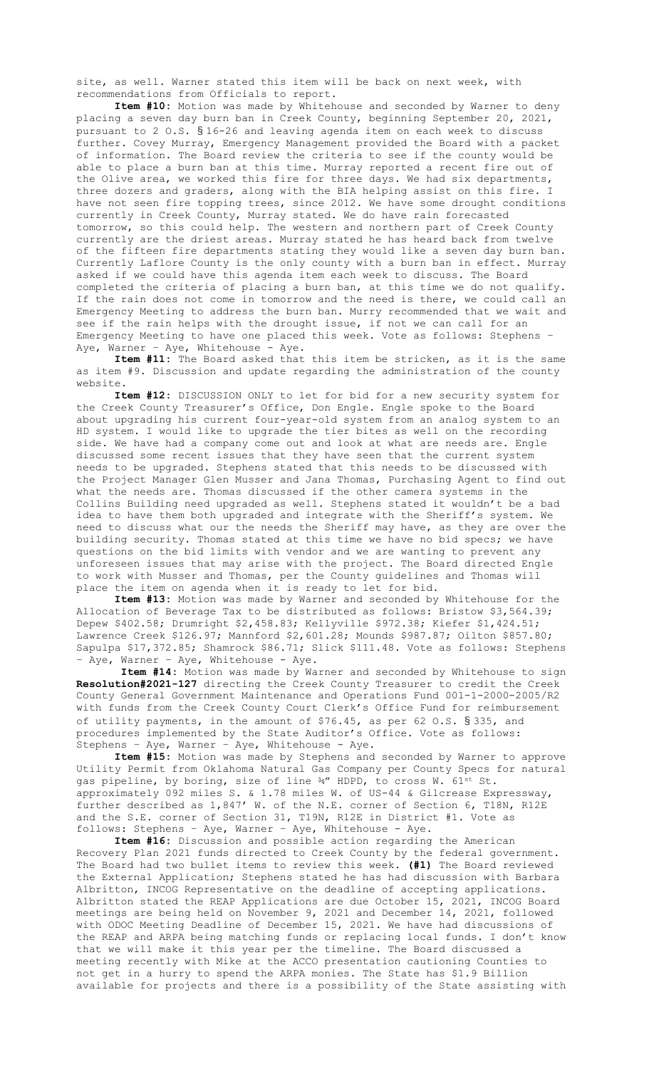site, as well. Warner stated this item will be back on next week, with recommendations from Officials to report.

**Item #10:** Motion was made by Whitehouse and seconded by Warner to deny placing a seven day burn ban in Creek County, beginning September 20, 2021, pursuant to 2 O.S. §16-26 and leaving agenda item on each week to discuss further. Covey Murray, Emergency Management provided the Board with a packet of information. The Board review the criteria to see if the county would be able to place a burn ban at this time. Murray reported a recent fire out of the Olive area, we worked this fire for three days. We had six departments, three dozers and graders, along with the BIA helping assist on this fire. I have not seen fire topping trees, since 2012. We have some drought conditions currently in Creek County, Murray stated. We do have rain forecasted tomorrow, so this could help. The western and northern part of Creek County currently are the driest areas. Murray stated he has heard back from twelve of the fifteen fire departments stating they would like a seven day burn ban. Currently Laflore County is the only county with a burn ban in effect. Murray asked if we could have this agenda item each week to discuss. The Board completed the criteria of placing a burn ban, at this time we do not qualify. If the rain does not come in tomorrow and the need is there, we could call an Emergency Meeting to address the burn ban. Murry recommended that we wait and see if the rain helps with the drought issue, if not we can call for an Emergency Meeting to have one placed this week. Vote as follows: Stephens – Aye, Warner – Aye, Whitehouse - Aye.

**Item #11:** The Board asked that this item be stricken, as it is the same as item #9. Discussion and update regarding the administration of the county website.

**Item #12:** DISCUSSION ONLY to let for bid for a new security system for the Creek County Treasurer's Office, Don Engle. Engle spoke to the Board about upgrading his current four-year-old system from an analog system to an HD system. I would like to upgrade the tier bites as well on the recording side. We have had a company come out and look at what are needs are. Engle discussed some recent issues that they have seen that the current system needs to be upgraded. Stephens stated that this needs to be discussed with the Project Manager Glen Musser and Jana Thomas, Purchasing Agent to find out what the needs are. Thomas discussed if the other camera systems in the Collins Building need upgraded as well. Stephens stated it wouldn't be a bad idea to have them both upgraded and integrate with the Sheriff's system. We need to discuss what our the needs the Sheriff may have, as they are over the building security. Thomas stated at this time we have no bid specs; we have questions on the bid limits with vendor and we are wanting to prevent any unforeseen issues that may arise with the project. The Board directed Engle to work with Musser and Thomas, per the County guidelines and Thomas will place the item on agenda when it is ready to let for bid.

**Item #13:** Motion was made by Warner and seconded by Whitehouse for the Allocation of Beverage Tax to be distributed as follows: Bristow $3,564.39; Depew $402.58; Drumright $2,458.83; Kellyville $972.38; Kiefer $1,424.51; Lawrence Creek $126.97; Mannford $2,601.28; Mounds $987.87; Oilton $857.80; Sapulpa $17,372.85; Shamrock $86.71; Slick $111.48. Vote as follows: Stephens – Aye, Warner – Aye, Whitehouse - Aye.

**Item #14:** Motion was made by Warner and seconded by Whitehouse to sign **Resolution#2021-127** directing the Creek County Treasurer to credit the Creek County General Government Maintenance and Operations Fund 001-1-2000-2005/R2 with funds from the Creek County Court Clerk's Office Fund for reimbursement of utility payments, in the amount of $76.45, as per 62 O.S. §335, and procedures implemented by the State Auditor's Office. Vote as follows: Stephens – Aye, Warner – Aye, Whitehouse - Aye.

**Item #15:** Motion was made by Stephens and seconded by Warner to approve Utility Permit from Oklahoma Natural Gas Company per County Specs for natural gas pipeline, by boring, size of line ¾" HDPD, to cross W. 61st St. approximately 092 miles S. & 1.78 miles W. of US-44 & Gilcrease Expressway, further described as 1,847' W. of the N.E. corner of Section 6, T18N, R12E and the S.E. corner of Section 31, T19N, R12E in District #1. Vote as follows: Stephens – Aye, Warner – Aye, Whitehouse - Aye.

**Item #16:** Discussion and possible action regarding the American Recovery Plan 2021 funds directed to Creek County by the federal government. The Board had two bullet items to review this week. **(#1)** The Board reviewed the External Application; Stephens stated he has had discussion with Barbara Albritton, INCOG Representative on the deadline of accepting applications. Albritton stated the REAP Applications are due October 15, 2021, INCOG Board meetings are being held on November 9, 2021 and December 14, 2021, followed with ODOC Meeting Deadline of December 15, 2021. We have had discussions of the REAP and ARPA being matching funds or replacing local funds. I don't know that we will make it this year per the timeline. The Board discussed a meeting recently with Mike at the ACCO presentation cautioning Counties to not get in a hurry to spend the ARPA monies. The State has $1.9 Billion available for projects and there is a possibility of the State assisting with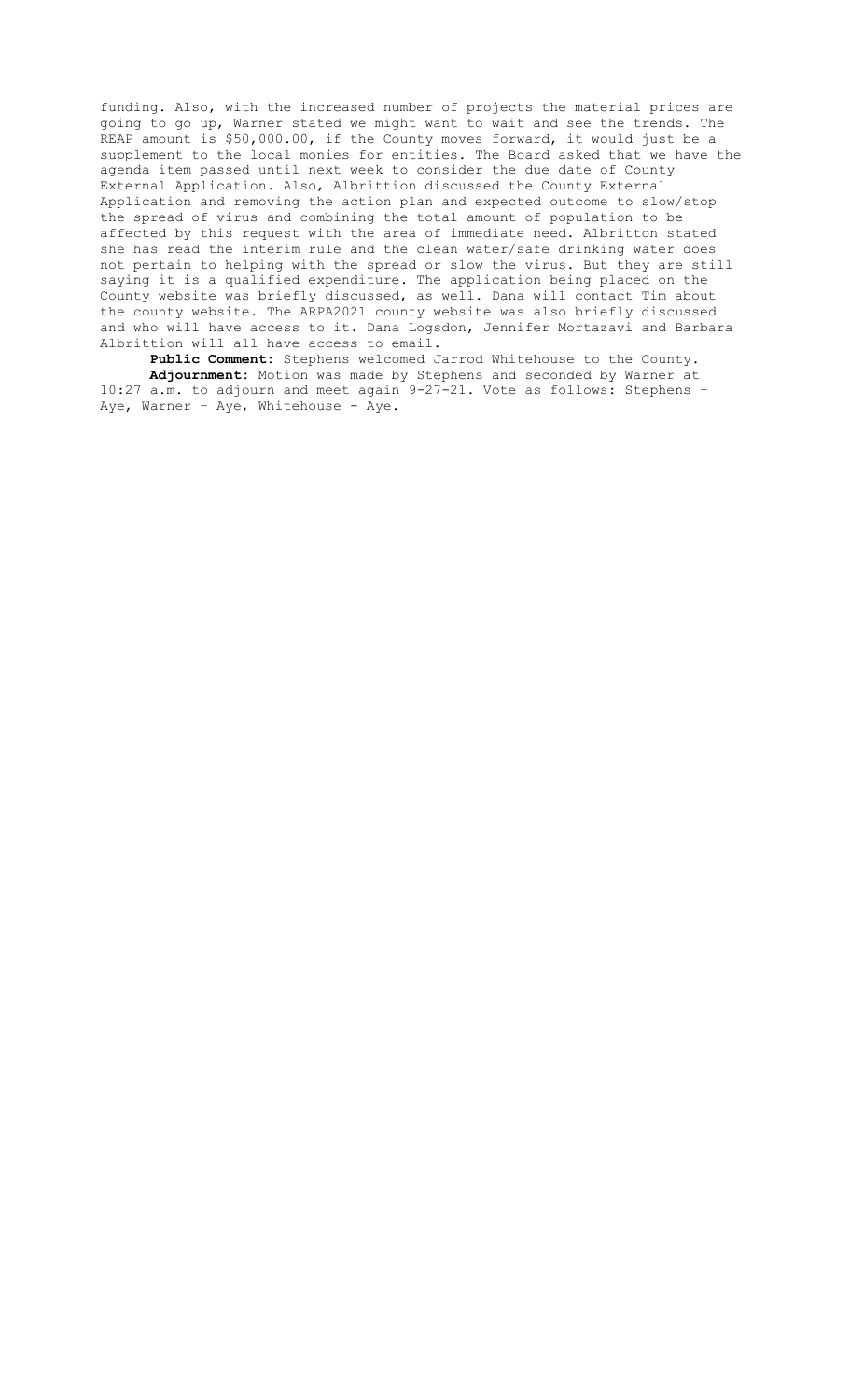funding. Also, with the increased number of projects the material prices are going to go up, Warner stated we might want to wait and see the trends. The REAP amount is $50,000.00, if the County moves forward, it would just be a supplement to the local monies for entities. The Board asked that we have the agenda item passed until next week to consider the due date of County External Application. Also, Albrittion discussed the County External Application and removing the action plan and expected outcome to slow/stop the spread of virus and combining the total amount of population to be affected by this request with the area of immediate need. Albritton stated she has read the interim rule and the clean water/safe drinking water does not pertain to helping with the spread or slow the virus. But they are still saying it is a qualified expenditure. The application being placed on the County website was briefly discussed, as well. Dana will contact Tim about the county website. The ARPA2021 county website was also briefly discussed and who will have access to it. Dana Logsdon, Jennifer Mortazavi and Barbara Albrittion will all have access to email.

**Public Comment:** Stephens welcomed Jarrod Whitehouse to the County.

**Adjournment:** Motion was made by Stephens and seconded by Warner at 10:27 a.m. to adjourn and meet again 9-27-21. Vote as follows: Stephens – Aye, Warner – Aye, Whitehouse – Aye.